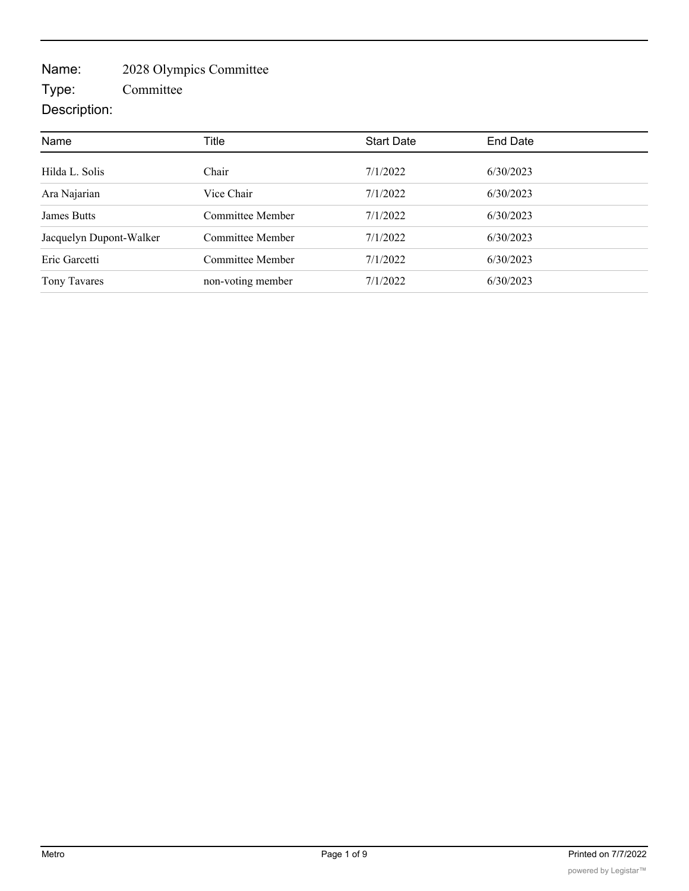Name: 2028 Olympics Committee

Type: Committee

Description:

| Name | Title | Start Date | End Date |
|---|---|---|---|
| Hilda L. Solis | Chair | 7/1/2022 | 6/30/2023 |
| Ara Najarian | Vice Chair | 7/1/2022 | 6/30/2023 |
| James Butts | Committee Member | 7/1/2022 | 6/30/2023 |
| Jacquelyn Dupont-Walker | Committee Member | 7/1/2022 | 6/30/2023 |
| Eric Garcetti | Committee Member | 7/1/2022 | 6/30/2023 |
| Tony Tavares | non-voting member | 7/1/2022 | 6/30/2023 |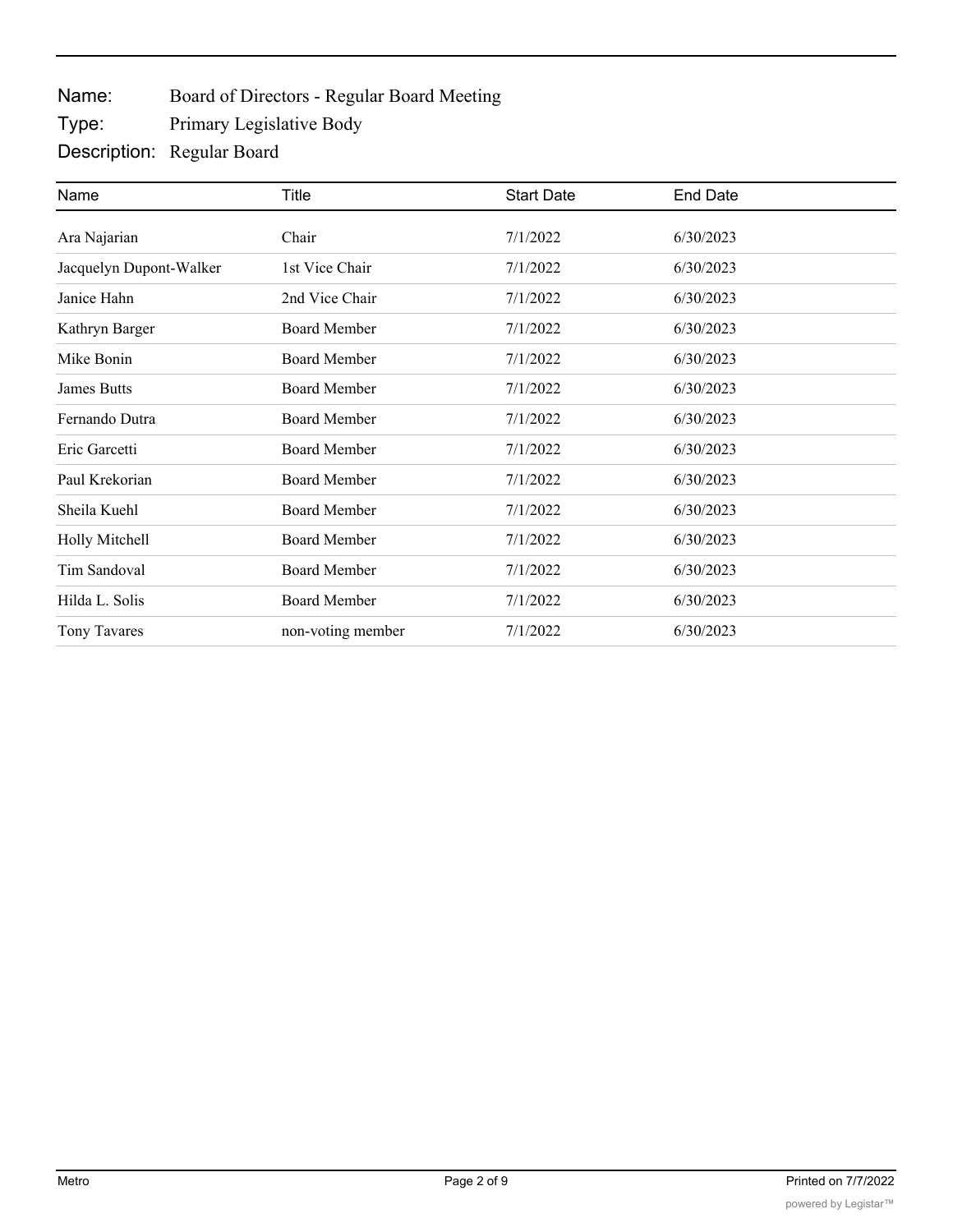**Name:** Board of Directors - Regular Board Meeting
**Type:** Primary Legislative Body
**Description:** Regular Board

| Name | Title | Start Date | End Date |
| --- | --- | --- | --- |
| Ara Najarian | Chair | 7/1/2022 | 6/30/2023 |
| Jacquelyn Dupont-Walker | 1st Vice Chair | 7/1/2022 | 6/30/2023 |
| Janice Hahn | 2nd Vice Chair | 7/1/2022 | 6/30/2023 |
| Kathryn Barger | Board Member | 7/1/2022 | 6/30/2023 |
| Mike Bonin | Board Member | 7/1/2022 | 6/30/2023 |
| James Butts | Board Member | 7/1/2022 | 6/30/2023 |
| Fernando Dutra | Board Member | 7/1/2022 | 6/30/2023 |
| Eric Garcetti | Board Member | 7/1/2022 | 6/30/2023 |
| Paul Krekorian | Board Member | 7/1/2022 | 6/30/2023 |
| Sheila Kuehl | Board Member | 7/1/2022 | 6/30/2023 |
| Holly Mitchell | Board Member | 7/1/2022 | 6/30/2023 |
| Tim Sandoval | Board Member | 7/1/2022 | 6/30/2023 |
| Hilda L. Solis | Board Member | 7/1/2022 | 6/30/2023 |
| Tony Tavares | non-voting member | 7/1/2022 | 6/30/2023 |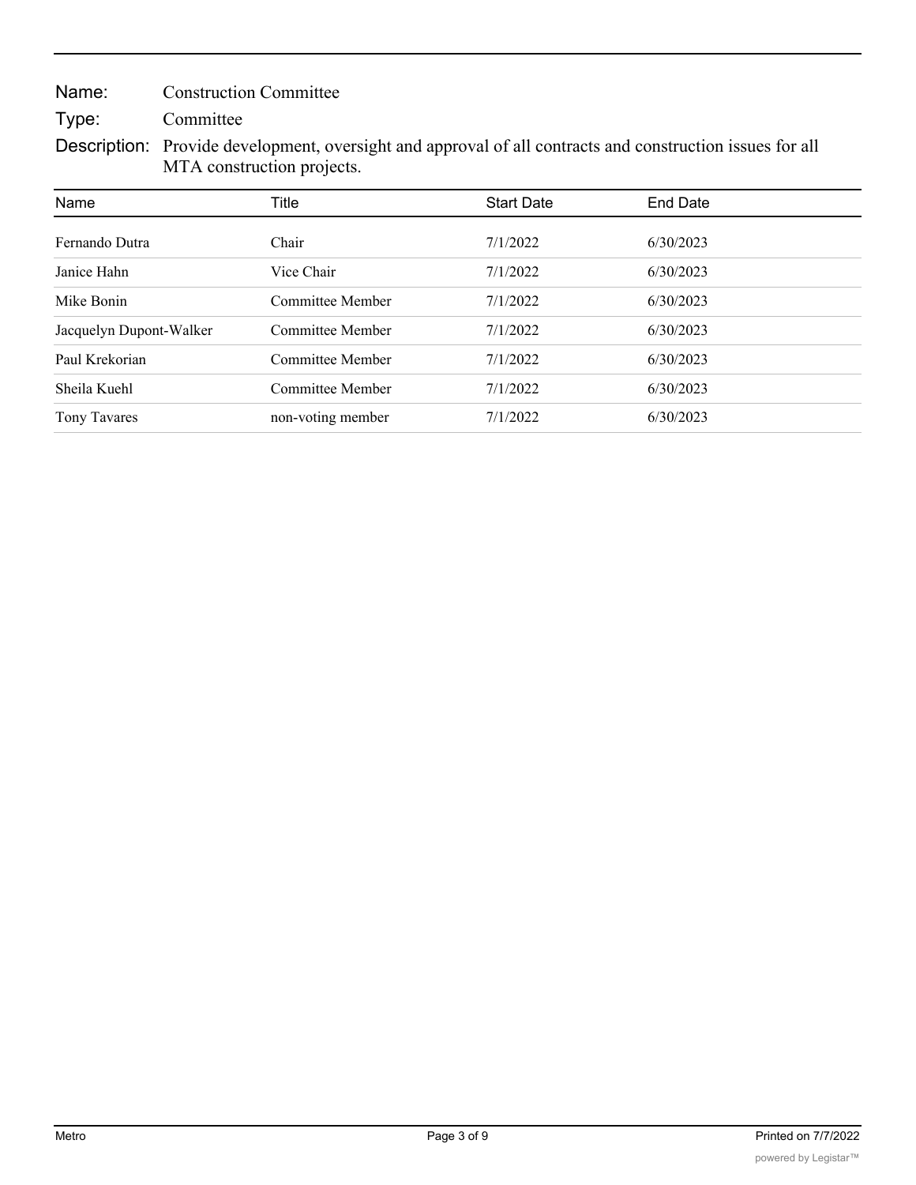**Name:** Construction Committee

**Type:** Committee

**Description:** Provide development, oversight and approval of all contracts and construction issues for all MTA construction projects.

| Name | Title | Start Date | End Date |
| --- | --- | --- | --- |
| Fernando Dutra | Chair | 7/1/2022 | 6/30/2023 |
| Janice Hahn | Vice Chair | 7/1/2022 | 6/30/2023 |
| Mike Bonin | Committee Member | 7/1/2022 | 6/30/2023 |
| Jacquelyn Dupont-Walker | Committee Member | 7/1/2022 | 6/30/2023 |
| Paul Krekorian | Committee Member | 7/1/2022 | 6/30/2023 |
| Sheila Kuehl | Committee Member | 7/1/2022 | 6/30/2023 |
| Tony Tavares | non-voting member | 7/1/2022 | 6/30/2023 |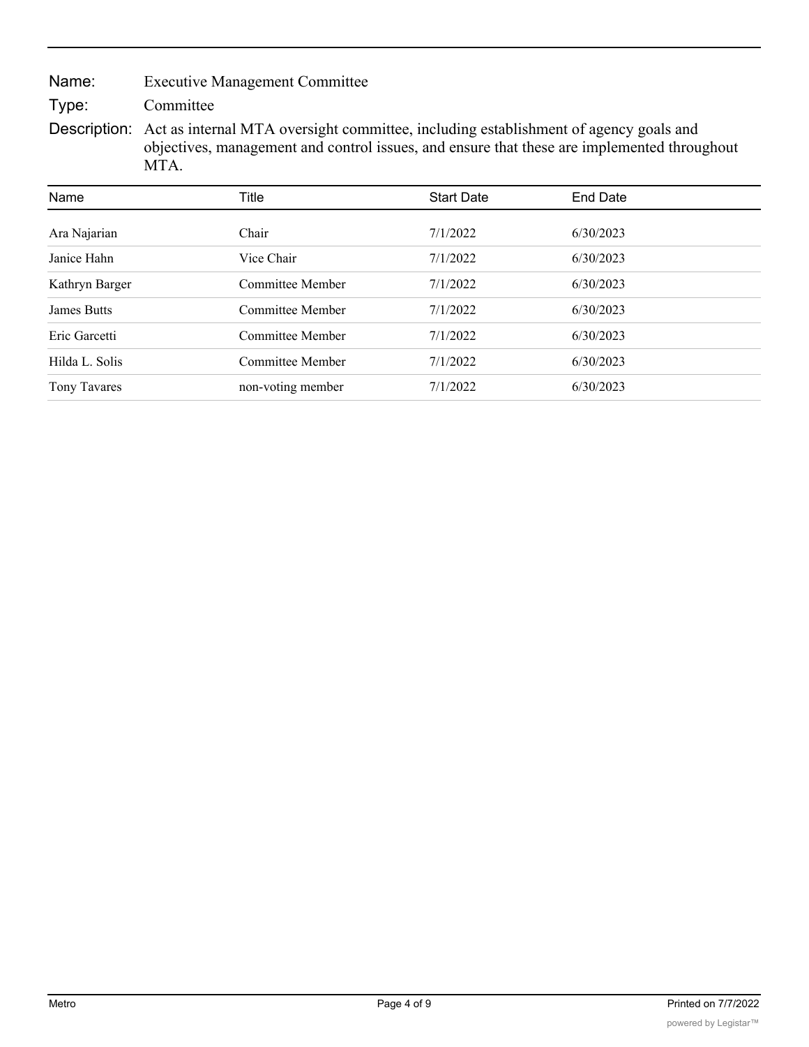**Name:** Executive Management Committee

**Type:** Committee

**Description:** Act as internal MTA oversight committee, including establishment of agency goals and objectives, management and control issues, and ensure that these are implemented throughout MTA.

| Name | Title | Start Date | End Date |
|---|---|---|---|
| Ara Najarian | Chair | 7/1/2022 | 6/30/2023 |
| Janice Hahn | Vice Chair | 7/1/2022 | 6/30/2023 |
| Kathryn Barger | Committee Member | 7/1/2022 | 6/30/2023 |
| James Butts | Committee Member | 7/1/2022 | 6/30/2023 |
| Eric Garcetti | Committee Member | 7/1/2022 | 6/30/2023 |
| Hilda L. Solis | Committee Member | 7/1/2022 | 6/30/2023 |
| Tony Tavares | non-voting member | 7/1/2022 | 6/30/2023 |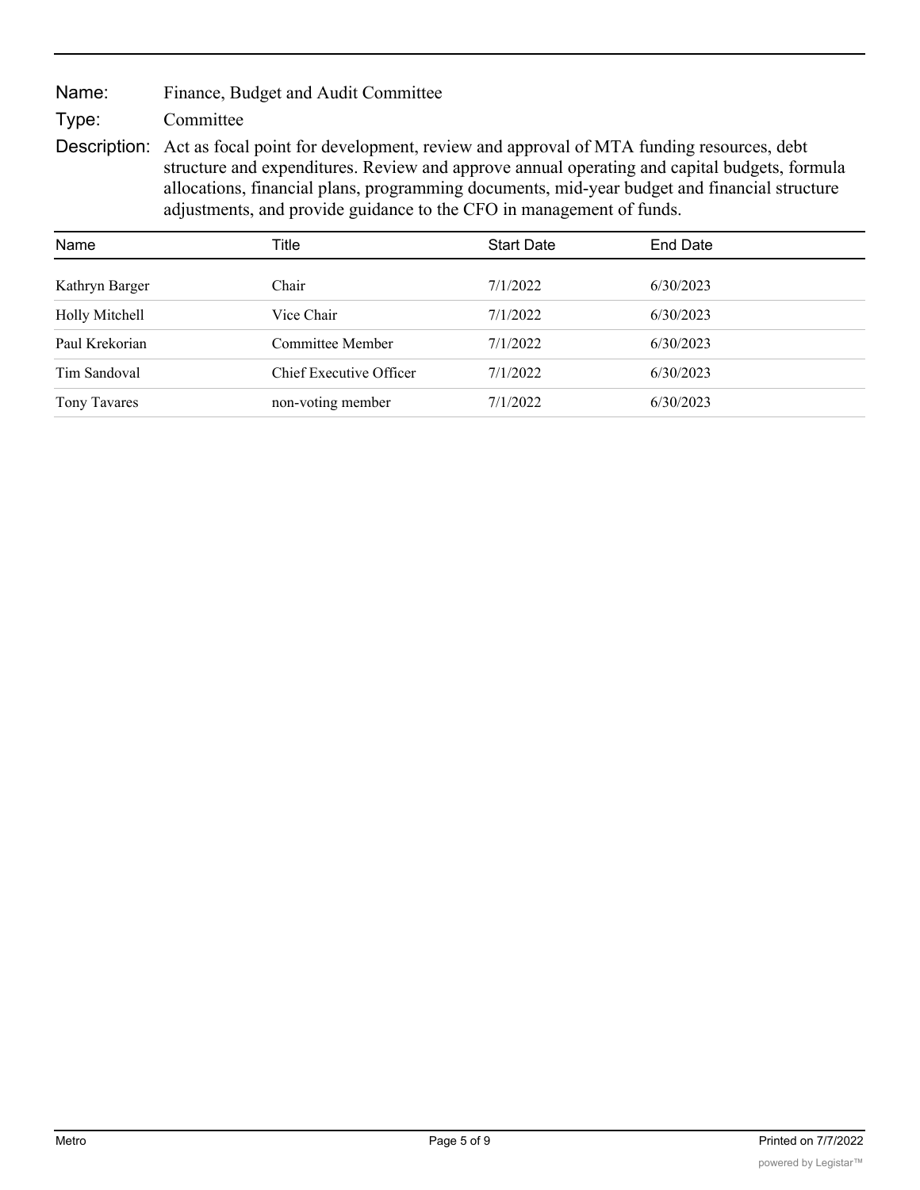**Name:** Finance, Budget and Audit Committee

**Type:** Committee

**Description:** Act as focal point for development, review and approval of MTA funding resources, debt structure and expenditures. Review and approve annual operating and capital budgets, formula allocations, financial plans, programming documents, mid-year budget and financial structure adjustments, and provide guidance to the CFO in management of funds.

| Name | Title | Start Date | End Date |
|---|---|---|---|
| Kathryn Barger | Chair | 7/1/2022 | 6/30/2023 |
| Holly Mitchell | Vice Chair | 7/1/2022 | 6/30/2023 |
| Paul Krekorian | Committee Member | 7/1/2022 | 6/30/2023 |
| Tim Sandoval | Chief Executive Officer | 7/1/2022 | 6/30/2023 |
| Tony Tavares | non-voting member | 7/1/2022 | 6/30/2023 |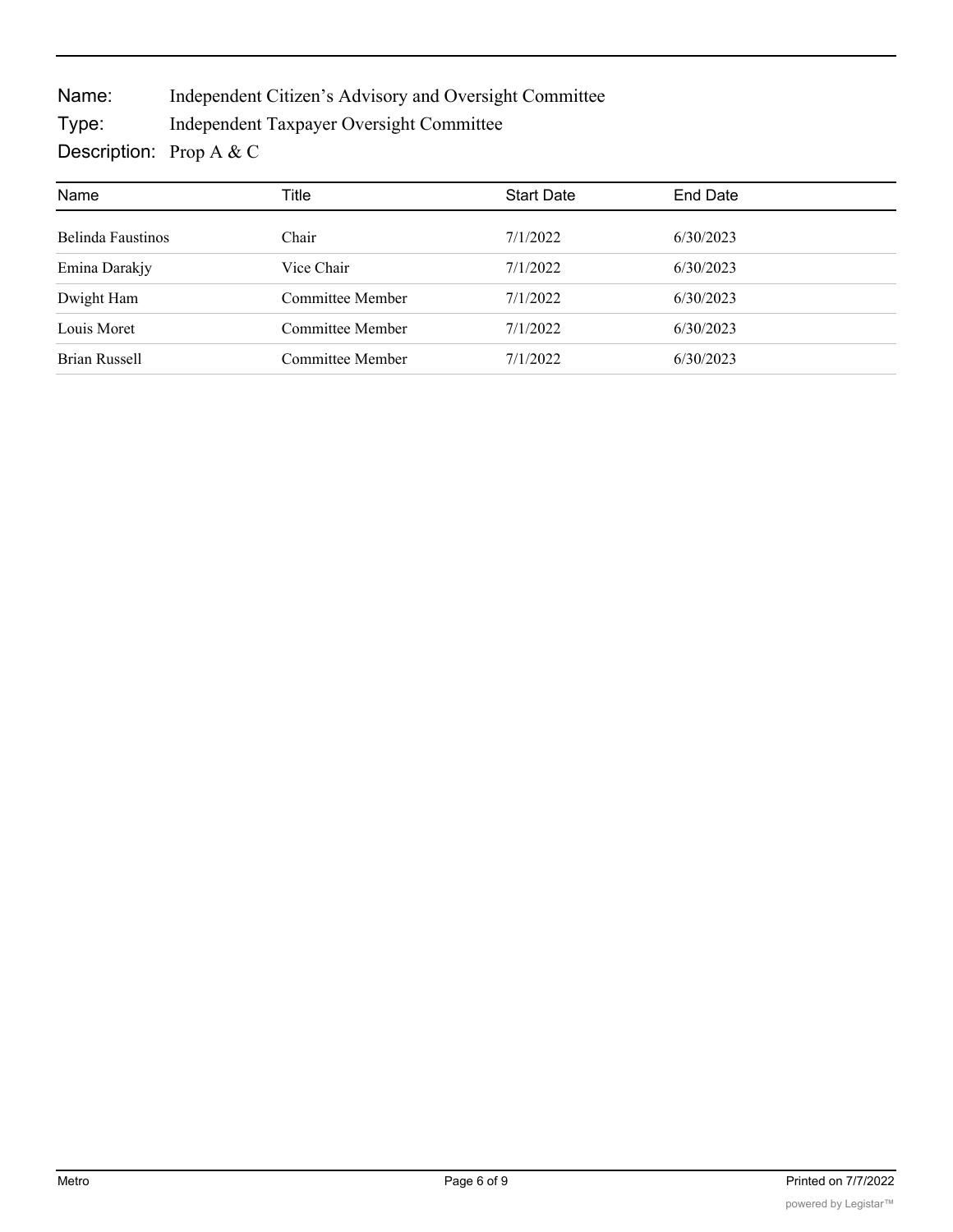Name: Independent Citizen's Advisory and Oversight Committee

Type: Independent Taxpayer Oversight Committee

Description: Prop A & C

| Name | Title | Start Date | End Date |
| --- | --- | --- | --- |
| Belinda Faustinos | Chair | 7/1/2022 | 6/30/2023 |
| Emina Darakjy | Vice Chair | 7/1/2022 | 6/30/2023 |
| Dwight Ham | Committee Member | 7/1/2022 | 6/30/2023 |
| Louis Moret | Committee Member | 7/1/2022 | 6/30/2023 |
| Brian Russell | Committee Member | 7/1/2022 | 6/30/2023 |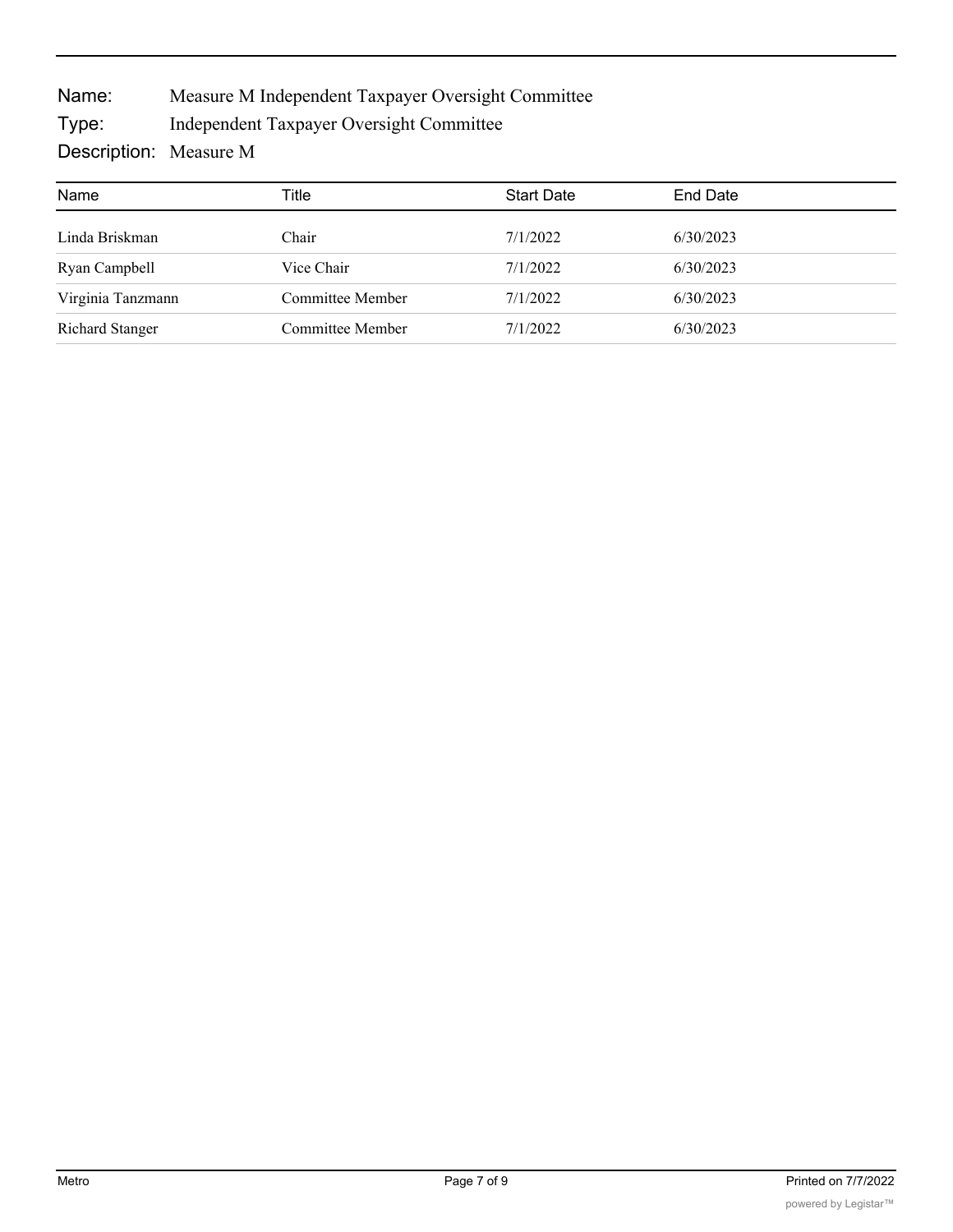**Name:** Measure M Independent Taxpayer Oversight Committee

**Type:** Independent Taxpayer Oversight Committee

**Description:** Measure M

| Name | Title | Start Date | End Date |
|---|---|---|---|
| Linda Briskman | Chair | 7/1/2022 | 6/30/2023 |
| Ryan Campbell | Vice Chair | 7/1/2022 | 6/30/2023 |
| Virginia Tanzmann | Committee Member | 7/1/2022 | 6/30/2023 |
| Richard Stanger | Committee Member | 7/1/2022 | 6/30/2023 |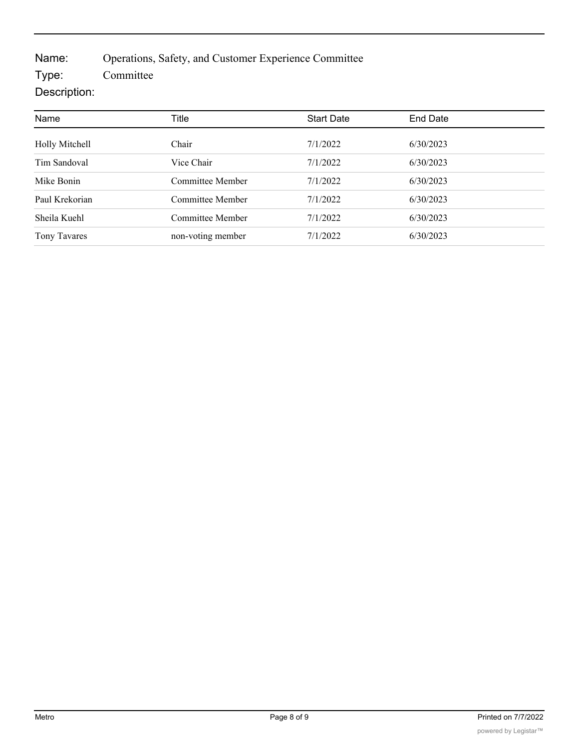**Name:** Operations, Safety, and Customer Experience Committee

**Type:** Committee

**Description:**

| Name | Title | Start Date | End Date |
|---|---|---|---|
| Holly Mitchell | Chair | 7/1/2022 | 6/30/2023 |
| Tim Sandoval | Vice Chair | 7/1/2022 | 6/30/2023 |
| Mike Bonin | Committee Member | 7/1/2022 | 6/30/2023 |
| Paul Krekorian | Committee Member | 7/1/2022 | 6/30/2023 |
| Sheila Kuehl | Committee Member | 7/1/2022 | 6/30/2023 |
| Tony Tavares | non-voting member | 7/1/2022 | 6/30/2023 |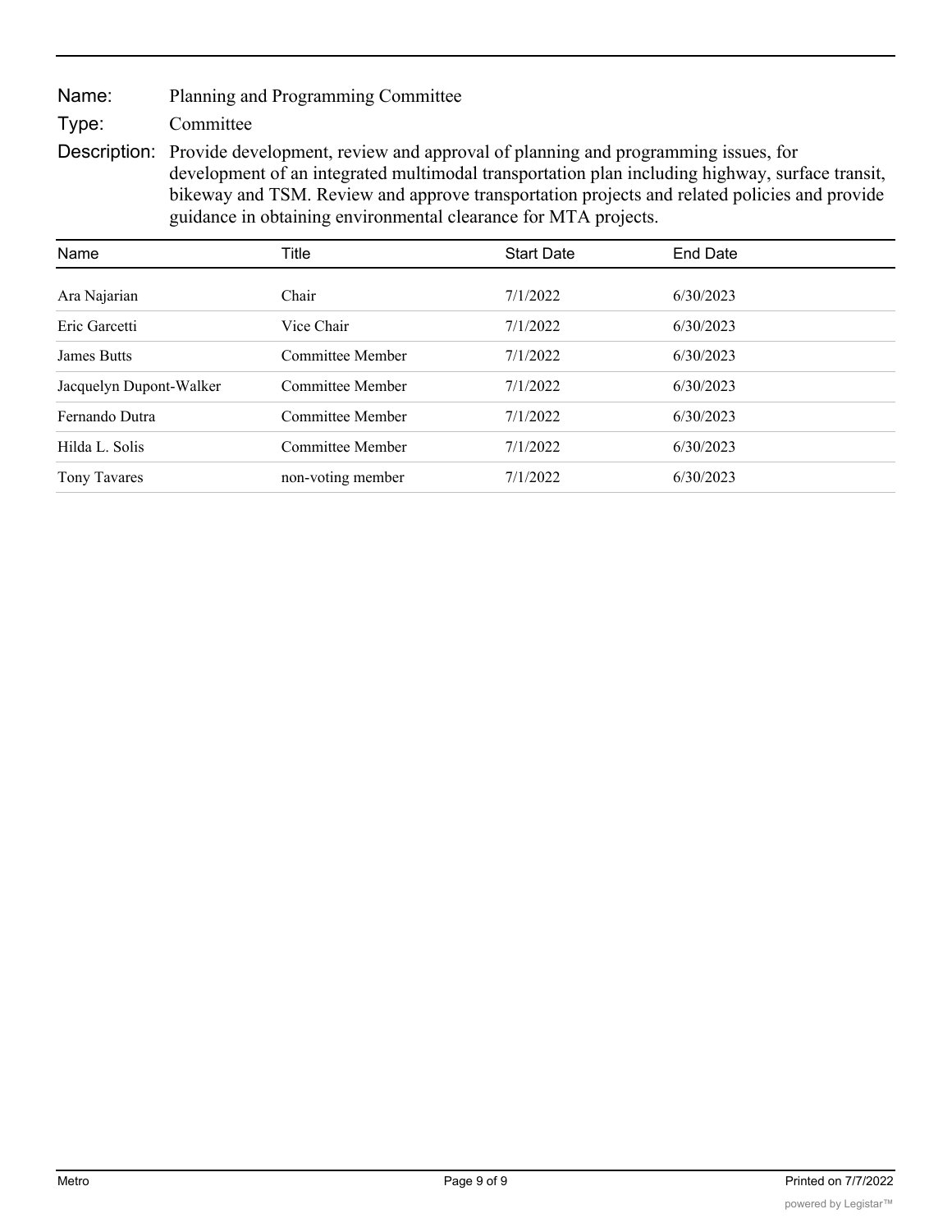**Name:** Planning and Programming Committee

**Type:** Committee

**Description:** Provide development, review and approval of planning and programming issues, for development of an integrated multimodal transportation plan including highway, surface transit, bikeway and TSM. Review and approve transportation projects and related policies and provide guidance in obtaining environmental clearance for MTA projects.

| Name | Title | Start Date | End Date |
|---|---|---|---|
| Ara Najarian | Chair | 7/1/2022 | 6/30/2023 |
| Eric Garcetti | Vice Chair | 7/1/2022 | 6/30/2023 |
| James Butts | Committee Member | 7/1/2022 | 6/30/2023 |
| Jacquelyn Dupont-Walker | Committee Member | 7/1/2022 | 6/30/2023 |
| Fernando Dutra | Committee Member | 7/1/2022 | 6/30/2023 |
| Hilda L. Solis | Committee Member | 7/1/2022 | 6/30/2023 |
| Tony Tavares | non-voting member | 7/1/2022 | 6/30/2023 |